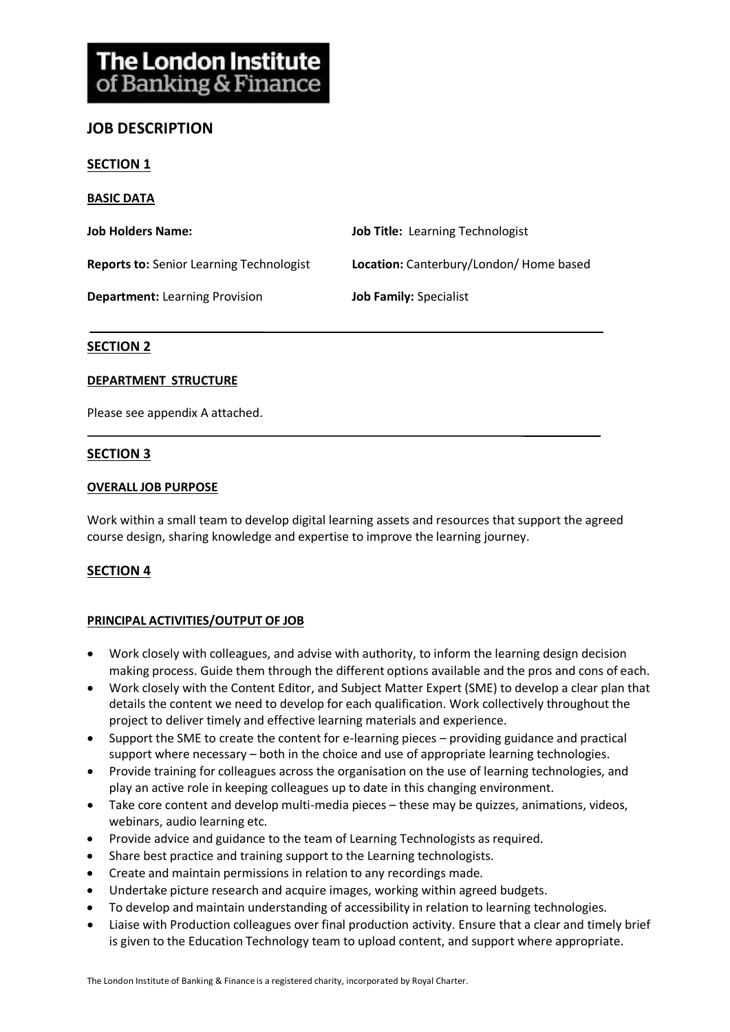# The London Institute of Banking & Finance

## JOB DESCRIPTION

### SECTION 1

**BASIC DATA**

**Job Holders Name:**

**Job Title:** Learning Technologist

**Reports to:** Senior Learning Technologist

**Location:** Canterbury/London/ Home based

**Department:** Learning Provision

**Job Family:** Specialist

---

### SECTION 2

**DEPARTMENT STRUCTURE**

Please see appendix A attached.

---

### SECTION 3

**OVERALL JOB PURPOSE**

Work within a small team to develop digital learning assets and resources that support the agreed course design, sharing knowledge and expertise to improve the learning journey.

### SECTION 4

**PRINCIPAL ACTIVITIES/OUTPUT OF JOB**

- Work closely with colleagues, and advise with authority, to inform the learning design decision making process. Guide them through the different options available and the pros and cons of each.
- Work closely with the Content Editor, and Subject Matter Expert (SME) to develop a clear plan that details the content we need to develop for each qualification. Work collectively throughout the project to deliver timely and effective learning materials and experience.
- Support the SME to create the content for e-learning pieces – providing guidance and practical support where necessary – both in the choice and use of appropriate learning technologies.
- Provide training for colleagues across the organisation on the use of learning technologies, and play an active role in keeping colleagues up to date in this changing environment.
- Take core content and develop multi-media pieces – these may be quizzes, animations, videos, webinars, audio learning etc.
- Provide advice and guidance to the team of Learning Technologists as required.
- Share best practice and training support to the Learning technologists.
- Create and maintain permissions in relation to any recordings made.
- Undertake picture research and acquire images, working within agreed budgets.
- To develop and maintain understanding of accessibility in relation to learning technologies.
- Liaise with Production colleagues over final production activity. Ensure that a clear and timely brief is given to the Education Technology team to upload content, and support where appropriate.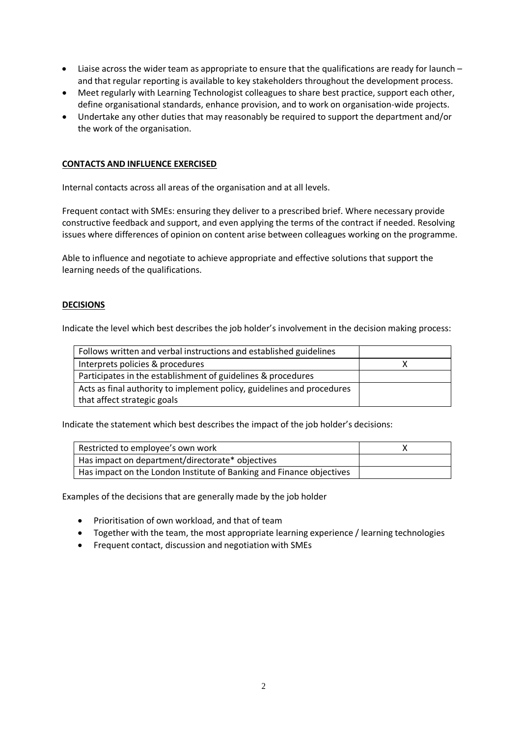- Liaise across the wider team as appropriate to ensure that the qualifications are ready for launch – and that regular reporting is available to key stakeholders throughout the development process.
- Meet regularly with Learning Technologist colleagues to share best practice, support each other, define organisational standards, enhance provision, and to work on organisation-wide projects.
- Undertake any other duties that may reasonably be required to support the department and/or the work of the organisation.

## CONTACTS AND INFLUENCE EXERCISED

Internal contacts across all areas of the organisation and at all levels.

Frequent contact with SMEs: ensuring they deliver to a prescribed brief. Where necessary provide constructive feedback and support, and even applying the terms of the contract if needed. Resolving issues where differences of opinion on content arise between colleagues working on the programme.

Able to influence and negotiate to achieve appropriate and effective solutions that support the learning needs of the qualifications.

## DECISIONS

Indicate the level which best describes the job holder's involvement in the decision making process:

| | |
|---|---|
| Follows written and verbal instructions and established guidelines | |
| Interprets policies & procedures | X |
| Participates in the establishment of guidelines & procedures | |
| Acts as final authority to implement policy, guidelines and procedures that affect strategic goals | |

Indicate the statement which best describes the impact of the job holder's decisions:

| | |
|---|---|
| Restricted to employee's own work | X |
| Has impact on department/directorate* objectives | |
| Has impact on the London Institute of Banking and Finance objectives | |

Examples of the decisions that are generally made by the job holder

- Prioritisation of own workload, and that of team
- Together with the team, the most appropriate learning experience / learning technologies
- Frequent contact, discussion and negotiation with SMEs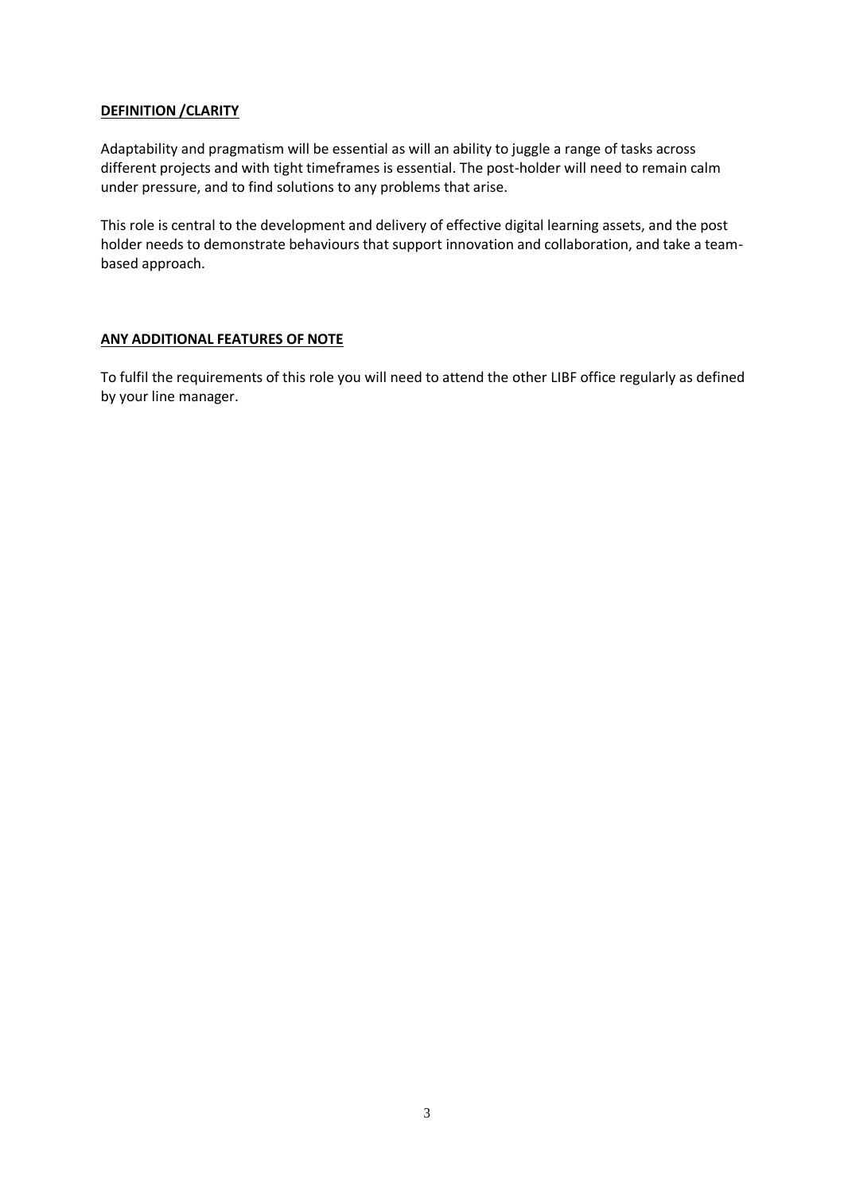## **DEFINITION /CLARITY**

Adaptability and pragmatism will be essential as will an ability to juggle a range of tasks across different projects and with tight timeframes is essential. The post-holder will need to remain calm under pressure, and to find solutions to any problems that arise.

This role is central to the development and delivery of effective digital learning assets, and the post holder needs to demonstrate behaviours that support innovation and collaboration, and take a team-based approach.

## **ANY ADDITIONAL FEATURES OF NOTE**

To fulfil the requirements of this role you will need to attend the other LIBF office regularly as defined by your line manager.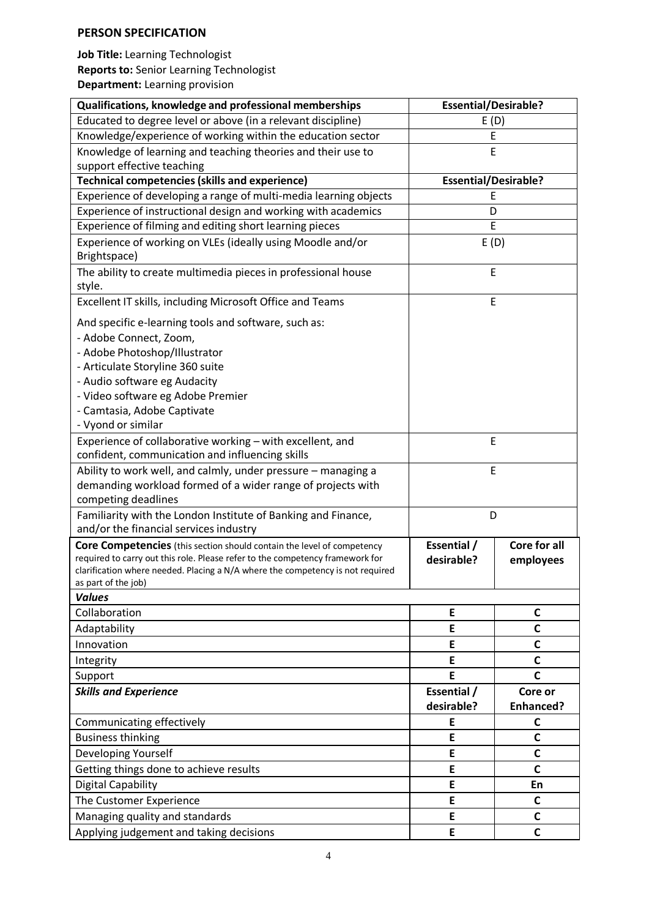## PERSON SPECIFICATION

**Job Title:** Learning Technologist
**Reports to:** Senior Learning Technologist
**Department:** Learning provision

| Qualifications, knowledge and professional memberships | Essential/Desirable? | |
|---|---|---|
| Educated to degree level or above (in a relevant discipline) | E (D) | |
| Knowledge/experience of working within the education sector | E | |
| Knowledge of learning and teaching theories and their use to support effective teaching | E | |
| **Technical competencies (skills and experience)** | **Essential/Desirable?** | |
| Experience of developing a range of multi-media learning objects | E | |
| Experience of instructional design and working with academics | D | |
| Experience of filming and editing short learning pieces | E | |
| Experience of working on VLEs (ideally using Moodle and/or Brightspace) | E (D) | |
| The ability to create multimedia pieces in professional house style. | E | |
| Excellent IT skills, including Microsoft Office and Teams<br><br>And specific e-learning tools and software, such as:<br>- Adobe Connect, Zoom,<br>- Adobe Photoshop/Illustrator<br>- Articulate Storyline 360 suite<br>- Audio software eg Audacity<br>- Video software eg Adobe Premier<br>- Camtasia, Adobe Captivate<br>- Vyond or similar | E | |
| Experience of collaborative working – with excellent, and confident, communication and influencing skills | E | |
| Ability to work well, and calmly, under pressure – managing a demanding workload formed of a wider range of projects with competing deadlines | E | |
| Familiarity with the London Institute of Banking and Finance, and/or the financial services industry | D | |
| **Core Competencies** (this section should contain the level of competency required to carry out this role. Please refer to the competency framework for clarification where needed. Placing a N/A where the competency is not required as part of the job) | **Essential / desirable?** | **Core for all employees** |
| ***Values*** | | |
| Collaboration | **E** | **C** |
| Adaptability | **E** | **C** |
| Innovation | **E** | **C** |
| Integrity | **E** | **C** |
| Support | **E** | **C** |
| ***Skills and Experience*** | **Essential / desirable?** | **Core or Enhanced?** |
| Communicating effectively | **E** | **C** |
| Business thinking | **E** | **C** |
| Developing Yourself | **E** | **C** |
| Getting things done to achieve results | **E** | **C** |
| Digital Capability | **E** | **En** |
| The Customer Experience | **E** | **C** |
| Managing quality and standards | **E** | **C** |
| Applying judgement and taking decisions | **E** | **C** |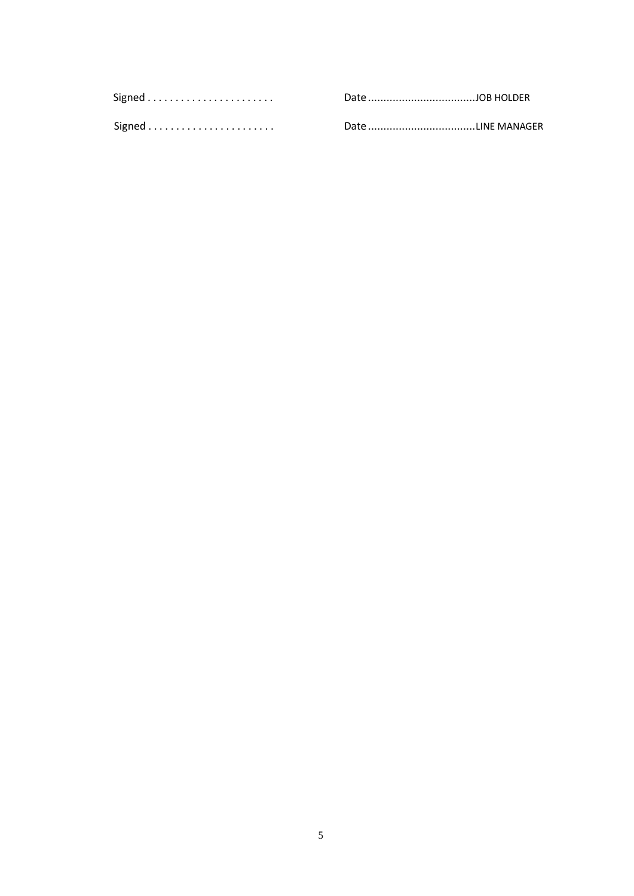Signed . . . . . . . . . . . . . . . . . . . . . . .          Date ...................................JOB HOLDER

Signed . . . . . . . . . . . . . . . . . . . . . . .          Date ...................................LINE MANAGER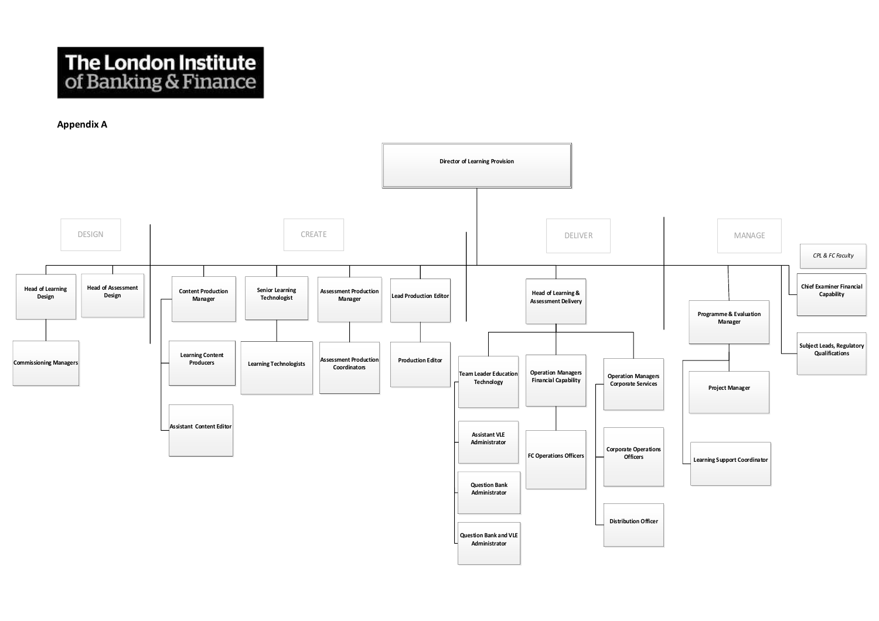The London Institute of Banking & Finance

**Appendix A**

Director of Learning Provision

DESIGN

Head of Learning Design

Commissioning Managers

Head of Assessment Design

CREATE

Content Production Manager

Learning Content Producers

Assistant Content Editor

Senior Learning Technologist

Learning Technologists

Assessment Production Manager

Assessment Production Coordinators

Lead Production Editor

Production Editor

DELIVER

Head of Learning & Assessment Delivery

Team Leader Education Technology

Assistant VLE Administrator

Question Bank Administrator

Question Bank and VLE Administrator

Operation Managers Financial Capability

FC Operations Officers

Operation Managers Corporate Services

Corporate Operations Officers

Distribution Officer

MANAGE

Programme & Evaluation Manager

Project Manager

Learning Support Coordinator

*CPL & FC Faculty*

Chief Examiner Financial Capability

Subject Leads, Regulatory Qualifications